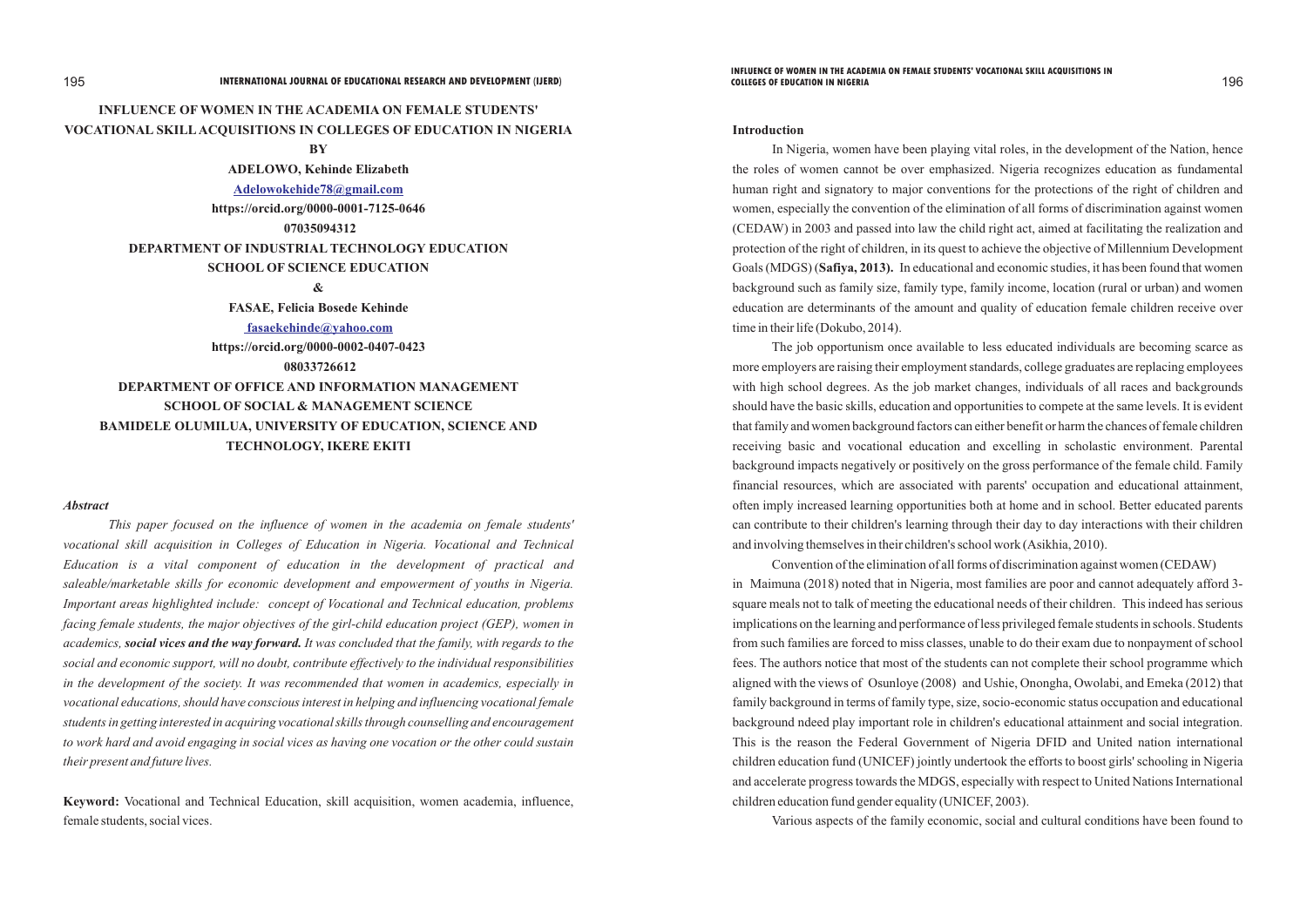# INFLUENCE OF WOMEN IN THE ACADEMIA ON FEMALE STUDENTS' VOCATIONAL SKILL ACQUISITIONS IN COLLEGES OF EDUCATION IN NIGERIA

**BY**

**ADELOWO, Kehinde Elizabeth**

**Adelowokehide78@gmail.com**

**https://orcid.org/0000-0001-7125-0646**

**07035094312**

**DEPARTMENT OF INDUSTRIAL TECHNOLOGY EDUCATION**
**SCHOOL OF SCIENCE EDUCATION**

**&**

**FASAE, Felicia Bosede Kehinde**

**fasaekehinde@yahoo.com**

**https://orcid.org/0000-0002-0407-0423**

**08033726612**

**DEPARTMENT OF OFFICE AND INFORMATION MANAGEMENT**
**SCHOOL OF SOCIAL & MANAGEMENT SCIENCE**
**BAMIDELE OLUMILUA, UNIVERSITY OF EDUCATION, SCIENCE AND TECHNOLOGY, IKERE EKITI**

***Abstract***

*This paper focused on the influence of women in the academia on female students' vocational skill acquisition in Colleges of Education in Nigeria. Vocational and Technical Education is a vital component of education in the development of practical and saleable/marketable skills for economic development and empowerment of youths in Nigeria. Important areas highlighted include: concept of Vocational and Technical education, problems facing female students, the major objectives of the girl-child education project (GEP), women in academics, **social vices and the way forward.** It was concluded that the family, with regards to the social and economic support, will no doubt, contribute effectively to the individual responsibilities in the development of the society. It was recommended that women in academics, especially in vocational educations, should have conscious interest in helping and influencing vocational female students in getting interested in acquiring vocational skills through counselling and encouragement to work hard and avoid engaging in social vices as having one vocation or the other could sustain their present and future lives.*

**Keyword:** Vocational and Technical Education, skill acquisition, women academia, influence, female students, social vices.

## Introduction

In Nigeria, women have been playing vital roles, in the development of the Nation, hence the roles of women cannot be over emphasized. Nigeria recognizes education as fundamental human right and signatory to major conventions for the protections of the right of children and women, especially the convention of the elimination of all forms of discrimination against women (CEDAW) in 2003 and passed into law the child right act, aimed at facilitating the realization and protection of the right of children, in its quest to achieve the objective of Millennium Development Goals (MDGS) (**Safiya, 2013).** In educational and economic studies, it has been found that women background such as family size, family type, family income, location (rural or urban) and women education are determinants of the amount and quality of education female children receive over time in their life (Dokubo, 2014).

The job opportunism once available to less educated individuals are becoming scarce as more employers are raising their employment standards, college graduates are replacing employees with high school degrees. As the job market changes, individuals of all races and backgrounds should have the basic skills, education and opportunities to compete at the same levels. It is evident that family and women background factors can either benefit or harm the chances of female children receiving basic and vocational education and excelling in scholastic environment. Parental background impacts negatively or positively on the gross performance of the female child. Family financial resources, which are associated with parents' occupation and educational attainment, often imply increased learning opportunities both at home and in school. Better educated parents can contribute to their children's learning through their day to day interactions with their children and involving themselves in their children's school work (Asikhia, 2010).

Convention of the elimination of all forms of discrimination against women (CEDAW) in Maimuna (2018) noted that in Nigeria, most families are poor and cannot adequately afford 3-square meals not to talk of meeting the educational needs of their children. This indeed has serious implications on the learning and performance of less privileged female students in schools. Students from such families are forced to miss classes, unable to do their exam due to nonpayment of school fees. The authors notice that most of the students can not complete their school programme which aligned with the views of Osunloye (2008) and Ushie, Onongha, Owolabi, and Emeka (2012) that family background in terms of family type, size, socio-economic status occupation and educational background ndeed play important role in children's educational attainment and social integration. This is the reason the Federal Government of Nigeria DFID and United nation international children education fund (UNICEF) jointly undertook the efforts to boost girls' schooling in Nigeria and accelerate progress towards the MDGS, especially with respect to United Nations International children education fund gender equality (UNICEF, 2003).

Various aspects of the family economic, social and cultural conditions have been found to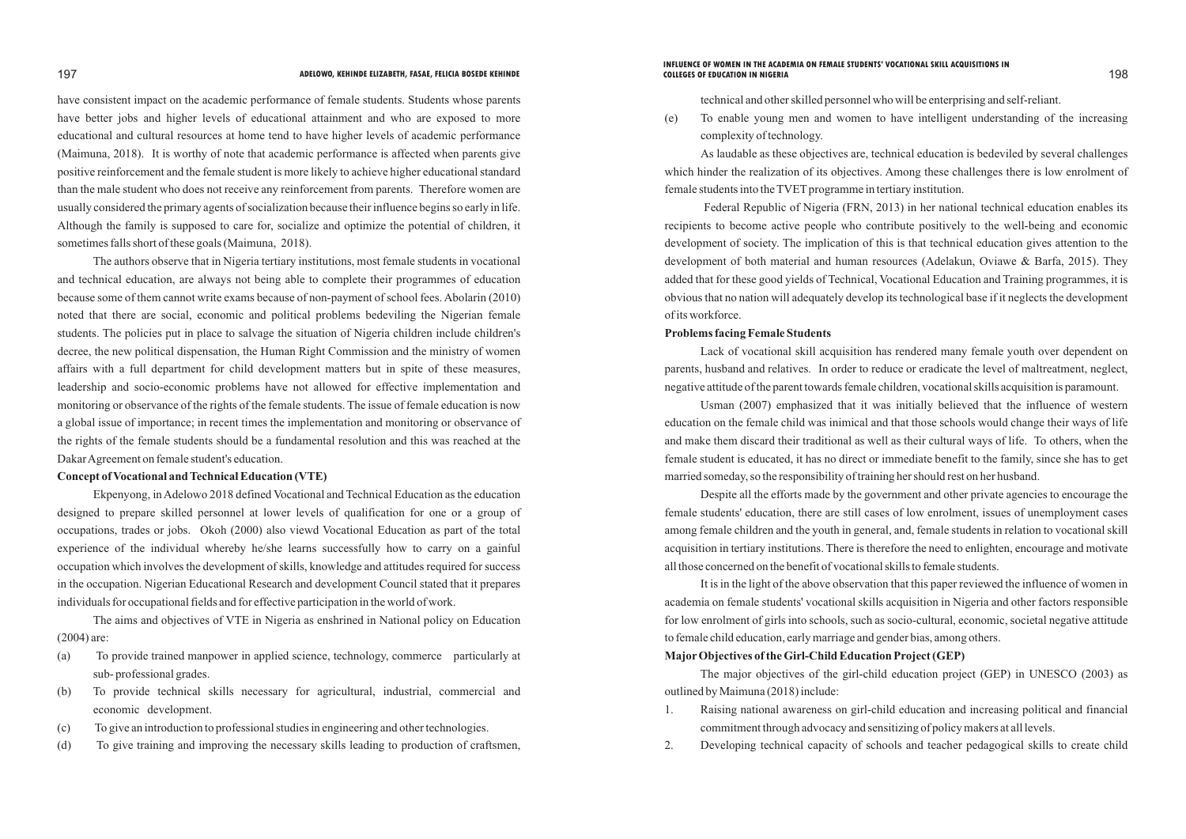have consistent impact on the academic performance of female students. Students whose parents have better jobs and higher levels of educational attainment and who are exposed to more educational and cultural resources at home tend to have higher levels of academic performance (Maimuna, 2018). It is worthy of note that academic performance is affected when parents give positive reinforcement and the female student is more likely to achieve higher educational standard than the male student who does not receive any reinforcement from parents. Therefore women are usually considered the primary agents of socialization because their influence begins so early in life. Although the family is supposed to care for, socialize and optimize the potential of children, it sometimes falls short of these goals (Maimuna, 2018).

The authors observe that in Nigeria tertiary institutions, most female students in vocational and technical education, are always not being able to complete their programmes of education because some of them cannot write exams because of non-payment of school fees. Abolarin (2010) noted that there are social, economic and political problems bedeviling the Nigerian female students. The policies put in place to salvage the situation of Nigeria children include children's decree, the new political dispensation, the Human Right Commission and the ministry of women affairs with a full department for child development matters but in spite of these measures, leadership and socio-economic problems have not allowed for effective implementation and monitoring or observance of the rights of the female students. The issue of female education is now a global issue of importance; in recent times the implementation and monitoring or observance of the rights of the female students should be a fundamental resolution and this was reached at the Dakar Agreement on female student's education.

**Concept of Vocational and Technical Education (VTE)**

Ekpenyong, in Adelowo 2018 defined Vocational and Technical Education as the education designed to prepare skilled personnel at lower levels of qualification for one or a group of occupations, trades or jobs. Okoh (2000) also viewd Vocational Education as part of the total experience of the individual whereby he/she learns successfully how to carry on a gainful occupation which involves the development of skills, knowledge and attitudes required for success in the occupation. Nigerian Educational Research and development Council stated that it prepares individuals for occupational fields and for effective participation in the world of work.

The aims and objectives of VTE in Nigeria as enshrined in National policy on Education (2004) are:

(a) To provide trained manpower in applied science, technology, commerce particularly at sub- professional grades.

(b) To provide technical skills necessary for agricultural, industrial, commercial and economic development.

(c) To give an introduction to professional studies in engineering and other technologies.

(d) To give training and improving the necessary skills leading to production of craftsmen, technical and other skilled personnel who will be enterprising and self-reliant.

(e) To enable young men and women to have intelligent understanding of the increasing complexity of technology.

As laudable as these objectives are, technical education is bedeviled by several challenges which hinder the realization of its objectives. Among these challenges there is low enrolment of female students into the TVET programme in tertiary institution.

Federal Republic of Nigeria (FRN, 2013) in her national technical education enables its recipients to become active people who contribute positively to the well-being and economic development of society. The implication of this is that technical education gives attention to the development of both material and human resources (Adelakun, Oviawe & Barfa, 2015). They added that for these good yields of Technical, Vocational Education and Training programmes, it is obvious that no nation will adequately develop its technological base if it neglects the development of its workforce.

**Problems facing Female Students**

Lack of vocational skill acquisition has rendered many female youth over dependent on parents, husband and relatives. In order to reduce or eradicate the level of maltreatment, neglect, negative attitude of the parent towards female children, vocational skills acquisition is paramount.

Usman (2007) emphasized that it was initially believed that the influence of western education on the female child was inimical and that those schools would change their ways of life and make them discard their traditional as well as their cultural ways of life. To others, when the female student is educated, it has no direct or immediate benefit to the family, since she has to get married someday, so the responsibility of training her should rest on her husband.

Despite all the efforts made by the government and other private agencies to encourage the female students' education, there are still cases of low enrolment, issues of unemployment cases among female children and the youth in general, and, female students in relation to vocational skill acquisition in tertiary institutions. There is therefore the need to enlighten, encourage and motivate all those concerned on the benefit of vocational skills to female students.

It is in the light of the above observation that this paper reviewed the influence of women in academia on female students' vocational skills acquisition in Nigeria and other factors responsible for low enrolment of girls into schools, such as socio-cultural, economic, societal negative attitude to female child education, early marriage and gender bias, among others.

**Major Objectives of the Girl-Child Education Project (GEP)**

The major objectives of the girl-child education project (GEP) in UNESCO (2003) as outlined by Maimuna (2018) include:

1. Raising national awareness on girl-child education and increasing political and financial commitment through advocacy and sensitizing of policy makers at all levels.
2. Developing technical capacity of schools and teacher pedagogical skills to create child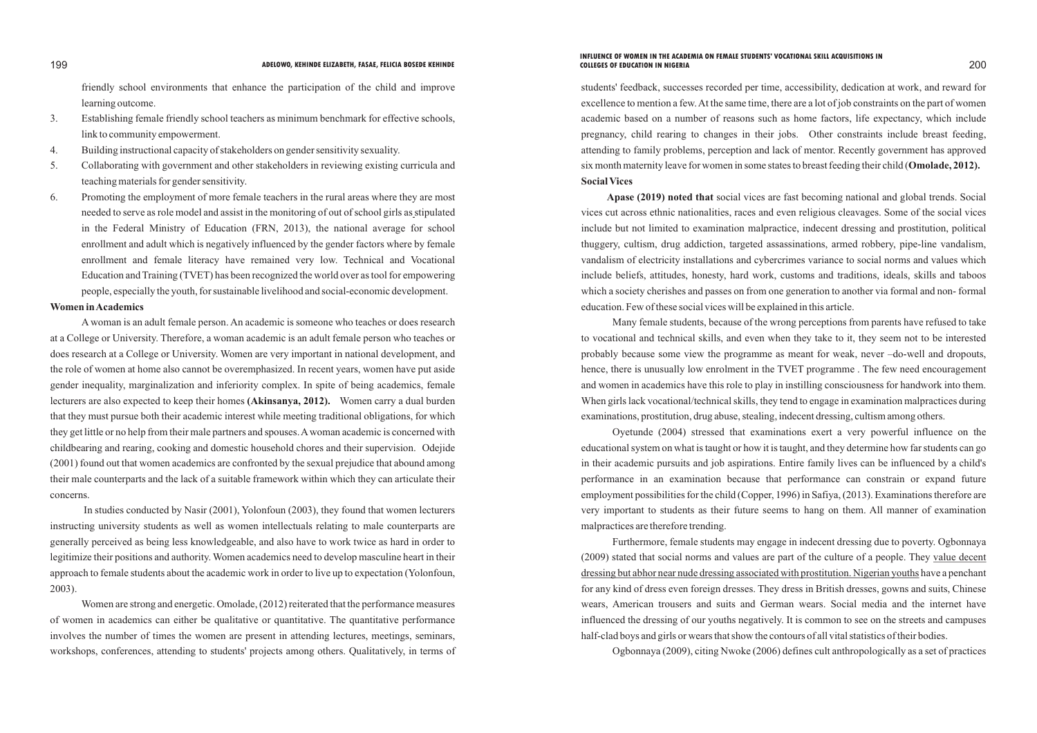friendly school environments that enhance the participation of the child and improve learning outcome.

3. Establishing female friendly school teachers as minimum benchmark for effective schools, link to community empowerment.
4. Building instructional capacity of stakeholders on gender sensitivity sexuality.
5. Collaborating with government and other stakeholders in reviewing existing curricula and teaching materials for gender sensitivity.
6. Promoting the employment of more female teachers in the rural areas where they are most needed to serve as role model and assist in the monitoring of out of school girls as stipulated in the Federal Ministry of Education (FRN, 2013), the national average for school enrollment and adult which is negatively influenced by the gender factors where by female enrollment and female literacy have remained very low. Technical and Vocational Education and Training (TVET) has been recognized the world over as tool for empowering people, especially the youth, for sustainable livelihood and social-economic development.

**Women in Academics**

A woman is an adult female person. An academic is someone who teaches or does research at a College or University. Therefore, a woman academic is an adult female person who teaches or does research at a College or University. Women are very important in national development, and the role of women at home also cannot be overemphasized. In recent years, women have put aside gender inequality, marginalization and inferiority complex. In spite of being academics, female lecturers are also expected to keep their homes **(Akinsanya, 2012).** Women carry a dual burden that they must pursue both their academic interest while meeting traditional obligations, for which they get little or no help from their male partners and spouses. A woman academic is concerned with childbearing and rearing, cooking and domestic household chores and their supervision. Odejide (2001) found out that women academics are confronted by the sexual prejudice that abound among their male counterparts and the lack of a suitable framework within which they can articulate their concerns.

In studies conducted by Nasir (2001), Yolonfoun (2003), they found that women lecturers instructing university students as well as women intellectuals relating to male counterparts are generally perceived as being less knowledgeable, and also have to work twice as hard in order to legitimize their positions and authority. Women academics need to develop masculine heart in their approach to female students about the academic work in order to live up to expectation (Yolonfoun, 2003).

Women are strong and energetic. Omolade, (2012) reiterated that the performance measures of women in academics can either be qualitative or quantitative. The quantitative performance involves the number of times the women are present in attending lectures, meetings, seminars, workshops, conferences, attending to students' projects among others. Qualitatively, in terms of students' feedback, successes recorded per time, accessibility, dedication at work, and reward for excellence to mention a few. At the same time, there are a lot of job constraints on the part of women academic based on a number of reasons such as home factors, life expectancy, which include pregnancy, child rearing to changes in their jobs. Other constraints include breast feeding, attending to family problems, perception and lack of mentor. Recently government has approved six month maternity leave for women in some states to breast feeding their child (**Omolade, 2012).**

**Social Vices**

**Apase (2019) noted that** social vices are fast becoming national and global trends. Social vices cut across ethnic nationalities, races and even religious cleavages. Some of the social vices include but not limited to examination malpractice, indecent dressing and prostitution, political thuggery, cultism, drug addiction, targeted assassinations, armed robbery, pipe-line vandalism, vandalism of electricity installations and cybercrimes variance to social norms and values which include beliefs, attitudes, honesty, hard work, customs and traditions, ideals, skills and taboos which a society cherishes and passes on from one generation to another via formal and non- formal education. Few of these social vices will be explained in this article.

Many female students, because of the wrong perceptions from parents have refused to take to vocational and technical skills, and even when they take to it, they seem not to be interested probably because some view the programme as meant for weak, never –do-well and dropouts, hence, there is unusually low enrolment in the TVET programme . The few need encouragement and women in academics have this role to play in instilling consciousness for handwork into them. When girls lack vocational/technical skills, they tend to engage in examination malpractices during examinations, prostitution, drug abuse, stealing, indecent dressing, cultism among others.

Oyetunde (2004) stressed that examinations exert a very powerful influence on the educational system on what is taught or how it is taught, and they determine how far students can go in their academic pursuits and job aspirations. Entire family lives can be influenced by a child's performance in an examination because that performance can constrain or expand future employment possibilities for the child (Copper, 1996) in Safiya, (2013). Examinations therefore are very important to students as their future seems to hang on them. All manner of examination malpractices are therefore trending.

Furthermore, female students may engage in indecent dressing due to poverty. Ogbonnaya (2009) stated that social norms and values are part of the culture of a people. They value decent dressing but abhor near nude dressing associated with prostitution. Nigerian youths have a penchant for any kind of dress even foreign dresses. They dress in British dresses, gowns and suits, Chinese wears, American trousers and suits and German wears. Social media and the internet have influenced the dressing of our youths negatively. It is common to see on the streets and campuses half-clad boys and girls or wears that show the contours of all vital statistics of their bodies.

Ogbonnaya (2009), citing Nwoke (2006) defines cult anthropologically as a set of practices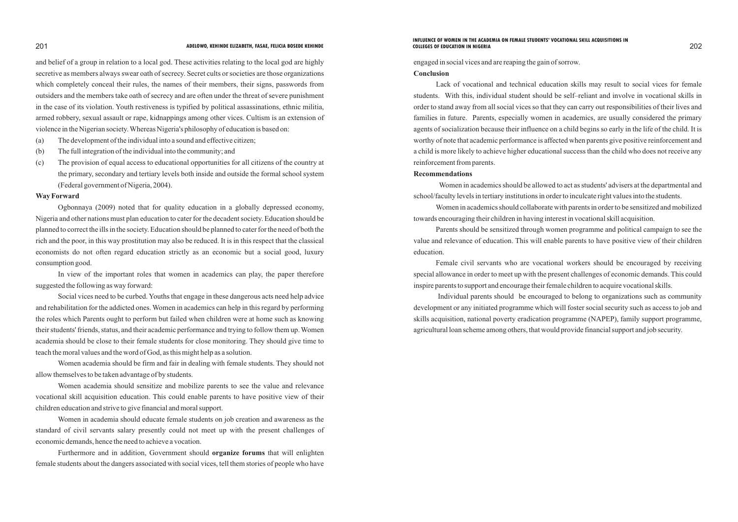and belief of a group in relation to a local god. These activities relating to the local god are highly secretive as members always swear oath of secrecy. Secret cults or societies are those organizations which completely conceal their rules, the names of their members, their signs, passwords from outsiders and the members take oath of secrecy and are often under the threat of severe punishment in the case of its violation. Youth restiveness is typified by political assassinations, ethnic militia, armed robbery, sexual assault or rape, kidnappings among other vices. Cultism is an extension of violence in the Nigerian society. Whereas Nigeria's philosophy of education is based on:

(a) The development of the individual into a sound and effective citizen;

(b) The full integration of the individual into the community; and

(c) The provision of equal access to educational opportunities for all citizens of the country at the primary, secondary and tertiary levels both inside and outside the formal school system (Federal government of Nigeria, 2004).

**Way Forward**

Ogbonnaya (2009) noted that for quality education in a globally depressed economy, Nigeria and other nations must plan education to cater for the decadent society. Education should be planned to correct the ills in the society. Education should be planned to cater for the need of both the rich and the poor, in this way prostitution may also be reduced. It is in this respect that the classical economists do not often regard education strictly as an economic but a social good, luxury consumption good.

In view of the important roles that women in academics can play, the paper therefore suggested the following as way forward:

Social vices need to be curbed. Youths that engage in these dangerous acts need help advice and rehabilitation for the addicted ones. Women in academics can help in this regard by performing the roles which Parents ought to perform but failed when children were at home such as knowing their students' friends, status, and their academic performance and trying to follow them up. Women academia should be close to their female students for close monitoring. They should give time to teach the moral values and the word of God, as this might help as a solution.

Women academia should be firm and fair in dealing with female students. They should not allow themselves to be taken advantage of by students.

Women academia should sensitize and mobilize parents to see the value and relevance vocational skill acquisition education. This could enable parents to have positive view of their children education and strive to give financial and moral support.

Women in academia should educate female students on job creation and awareness as the standard of civil servants salary presently could not meet up with the present challenges of economic demands, hence the need to achieve a vocation.

Furthermore and in addition, Government should **organize forums** that will enlighten female students about the dangers associated with social vices, tell them stories of people who have engaged in social vices and are reaping the gain of sorrow.

**Conclusion**

Lack of vocational and technical education skills may result to social vices for female students. With this, individual student should be self–reliant and involve in vocational skills in order to stand away from all social vices so that they can carry out responsibilities of their lives and families in future. Parents, especially women in academics, are usually considered the primary agents of socialization because their influence on a child begins so early in the life of the child. It is worthy of note that academic performance is affected when parents give positive reinforcement and a child is more likely to achieve higher educational success than the child who does not receive any reinforcement from parents.

**Recommendations**

Women in academics should be allowed to act as students' advisers at the departmental and school/faculty levels in tertiary institutions in order to inculcate right values into the students.

Women in academics should collaborate with parents in order to be sensitized and mobilized towards encouraging their children in having interest in vocational skill acquisition.

Parents should be sensitized through women programme and political campaign to see the value and relevance of education. This will enable parents to have positive view of their children education.

Female civil servants who are vocational workers should be encouraged by receiving special allowance in order to meet up with the present challenges of economic demands. This could inspire parents to support and encourage their female children to acquire vocational skills.

Individual parents should be encouraged to belong to organizations such as community development or any initiated programme which will foster social security such as access to job and skills acquisition, national poverty eradication programme (NAPEP), family support programme, agricultural loan scheme among others, that would provide financial support and job security.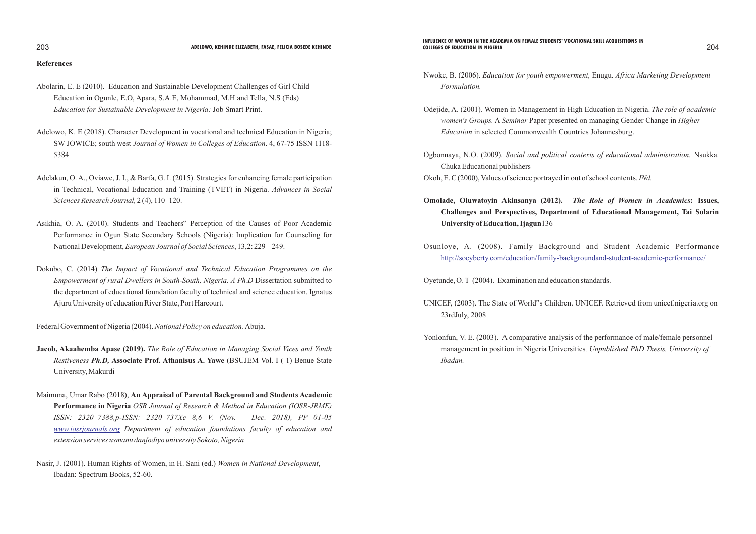## References

Abolarin, E. E (2010). Education and Sustainable Development Challenges of Girl Child Education in Ogunle, E.O, Apara, S.A.E, Mohammad, M.H and Tella, N.S (Eds) *Education for Sustainable Development in Nigeria:* Job Smart Print.

Adelowo, K. E (2018). Character Development in vocational and technical Education in Nigeria; SW JOWICE; south west *Journal of Women in Colleges of Education*. 4, 67-75 ISSN 1118-5384

Adelakun, O. A., Oviawe, J. I., & Barfa, G. I. (2015). Strategies for enhancing female participation in Technical, Vocational Education and Training (TVET) in Nigeria. *Advances in Social Sciences Research Journal,* 2 (4), 110–120.

Asikhia, O. A. (2010). Students and Teachers" Perception of the Causes of Poor Academic Performance in Ogun State Secondary Schools (Nigeria): Implication for Counseling for National Development, *European Journal of Social Sciences*, 13,2: 229 – 249.

Dokubo, C. (2014) *The Impact of Vocational and Technical Education Programmes on the Empowerment of rural Dwellers in South-South, Nigeria. A Ph.D* Dissertation submitted to the department of educational foundation faculty of technical and science education. Ignatus Ajuru University of education River State, Port Harcourt.

Federal Government of Nigeria (2004). *National Policy on education.* Abuja.

**Jacob, Akaahemba Apase (2019).** *The Role of Education in Managing Social Vices and Youth Restiveness* ***Ph.D,*** **Associate Prof. Athanisus A. Yawe** (BSUJEM Vol. I ( 1) Benue State University, Makurdi

Maimuna, Umar Rabo (2018), **An Appraisal of Parental Background and Students Academic Performance in Nigeria** *OSR Journal of Research & Method in Education (IOSR-JRME) ISSN: 2320–7388,p-ISSN: 2320–737Xe 8,6 V. (Nov. – Dec. 2018), PP 01-05 www.iosrjournals.org Department of education foundations faculty of education and extension services usmanu danfodiyo university Sokoto, Nigeria*

Nasir, J. (2001). Human Rights of Women, in H. Sani (ed.) *Women in National Development*, Ibadan: Spectrum Books, 52-60.

Nwoke, B. (2006). *Education for youth empowerment,* Enugu. *Africa Marketing Development Formulation.*

Odejide, A. (2001). Women in Management in High Education in Nigeria. *The role of academic women's Groups.* A *Seminar* Paper presented on managing Gender Change in *Higher Education* in selected Commonwealth Countries Johannesburg.

Ogbonnaya, N.O. (2009). *Social and political contexts of educational administration.* Nsukka. Chuka Educational publishers

Okoh, E. C (2000), Values of science portrayed in out of school contents. *INd.*

**Omolade, Oluwatoyin Akinsanya (2012).** ***The Role of Women in Academics*****: Issues, Challenges and Perspectives, Department of Educational Management, Tai Solarin University of Education, Ijagun**136

Osunloye, A. (2008). Family Background and Student Academic Performance http://socyberty.com/education/family-backgroundand-student-academic-performance/

Oyetunde, O. T (2004). Examination and education standards.

UNICEF, (2003). The State of World"s Children. UNICEF. Retrieved from unicef.nigeria.org on 23rdJuly, 2008

Yonlonfun, V. E. (2003). A comparative analysis of the performance of male/female personnel management in position in Nigeria Universities*, Unpublished PhD Thesis, University of Ibadan.*